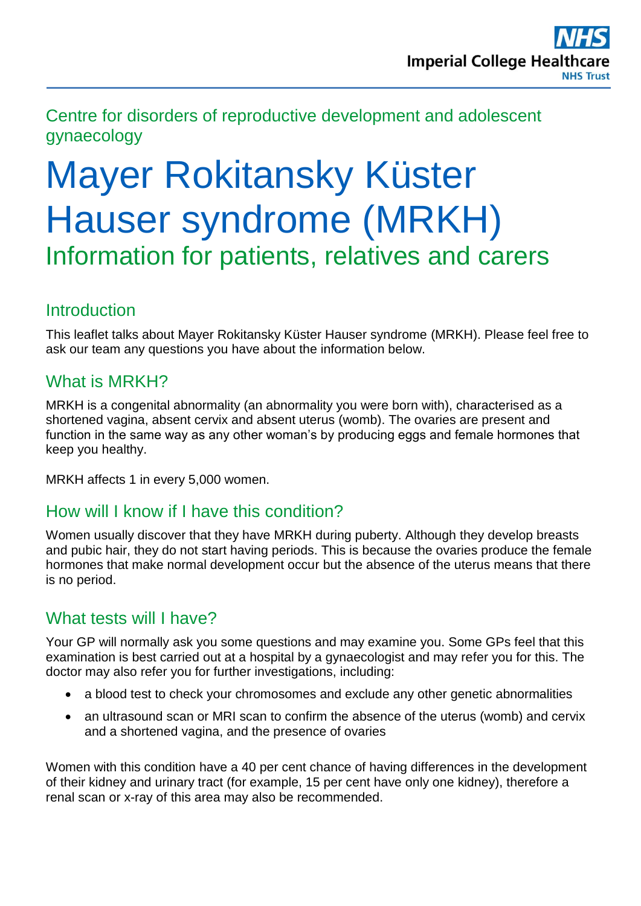Centre for disorders of reproductive development and adolescent gynaecology

# Mayer Rokitansky Küster Hauser syndrome (MRKH)

## Information for patients, relatives and carers

### Introduction

This leaflet talks about Mayer Rokitansky Küster Hauser syndrome (MRKH). Please feel free to ask our team any questions you have about the information below.

### What is MRKH?

MRKH is a congenital abnormality (an abnormality you were born with), characterised as a shortened vagina, absent cervix and absent uterus (womb). The ovaries are present and function in the same way as any other woman's by producing eggs and female hormones that keep you healthy.

MRKH affects 1 in every 5,000 women.

### How will I know if I have this condition?

Women usually discover that they have MRKH during puberty. Although they develop breasts and pubic hair, they do not start having periods. This is because the ovaries produce the female hormones that make normal development occur but the absence of the uterus means that there is no period.

### What tests will I have?

Your GP will normally ask you some questions and may examine you. Some GPs feel that this examination is best carried out at a hospital by a gynaecologist and may refer you for this. The doctor may also refer you for further investigations, including:

- a blood test to check your chromosomes and exclude any other genetic abnormalities
- an ultrasound scan or MRI scan to confirm the absence of the uterus (womb) and cervix and a shortened vagina, and the presence of ovaries

Women with this condition have a 40 per cent chance of having differences in the development of their kidney and urinary tract (for example, 15 per cent have only one kidney), therefore a renal scan or x-ray of this area may also be recommended.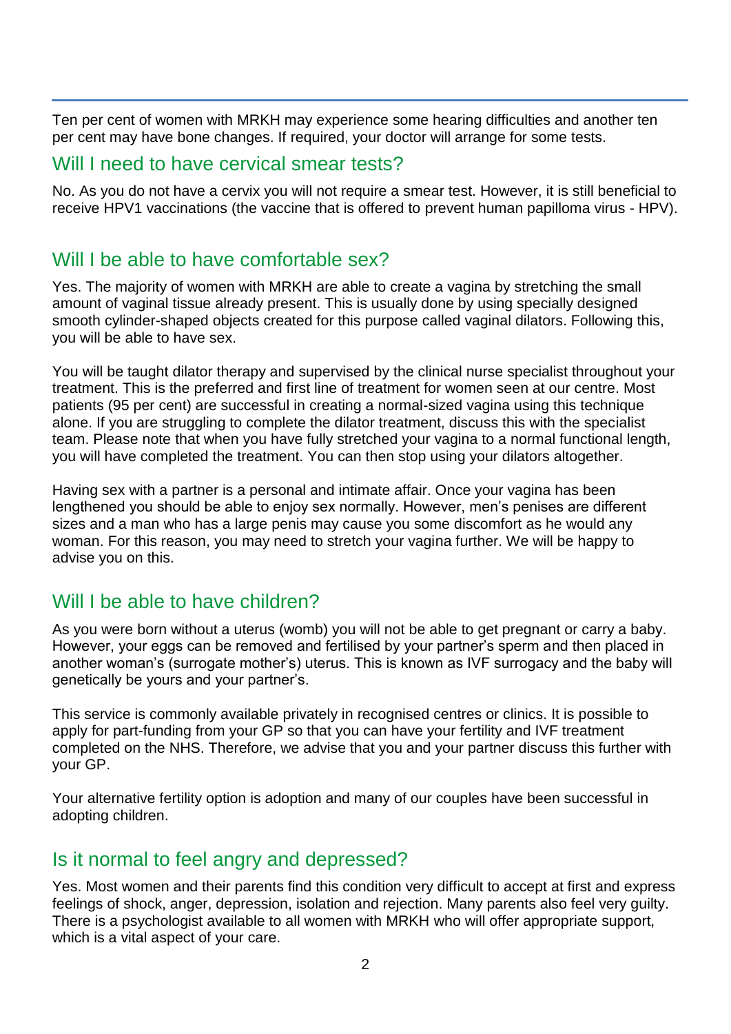Ten per cent of women with MRKH may experience some hearing difficulties and another ten per cent may have bone changes. If required, your doctor will arrange for some tests.

## Will I need to have cervical smear tests?

No. As you do not have a cervix you will not require a smear test. However, it is still beneficial to receive HPV1 vaccinations (the vaccine that is offered to prevent human papilloma virus - HPV).

## Will I be able to have comfortable sex?

Yes. The majority of women with MRKH are able to create a vagina by stretching the small amount of vaginal tissue already present. This is usually done by using specially designed smooth cylinder-shaped objects created for this purpose called vaginal dilators. Following this, you will be able to have sex.

You will be taught dilator therapy and supervised by the clinical nurse specialist throughout your treatment. This is the preferred and first line of treatment for women seen at our centre. Most patients (95 per cent) are successful in creating a normal-sized vagina using this technique alone. If you are struggling to complete the dilator treatment, discuss this with the specialist team. Please note that when you have fully stretched your vagina to a normal functional length, you will have completed the treatment. You can then stop using your dilators altogether.

Having sex with a partner is a personal and intimate affair. Once your vagina has been lengthened you should be able to enjoy sex normally. However, men's penises are different sizes and a man who has a large penis may cause you some discomfort as he would any woman. For this reason, you may need to stretch your vagina further. We will be happy to advise you on this.

## Will I be able to have children?

As you were born without a uterus (womb) you will not be able to get pregnant or carry a baby. However, your eggs can be removed and fertilised by your partner's sperm and then placed in another woman's (surrogate mother's) uterus. This is known as IVF surrogacy and the baby will genetically be yours and your partner's.

This service is commonly available privately in recognised centres or clinics. It is possible to apply for part-funding from your GP so that you can have your fertility and IVF treatment completed on the NHS. Therefore, we advise that you and your partner discuss this further with your GP.

Your alternative fertility option is adoption and many of our couples have been successful in adopting children.

## Is it normal to feel angry and depressed?

Yes. Most women and their parents find this condition very difficult to accept at first and express feelings of shock, anger, depression, isolation and rejection. Many parents also feel very guilty. There is a psychologist available to all women with MRKH who will offer appropriate support, which is a vital aspect of your care.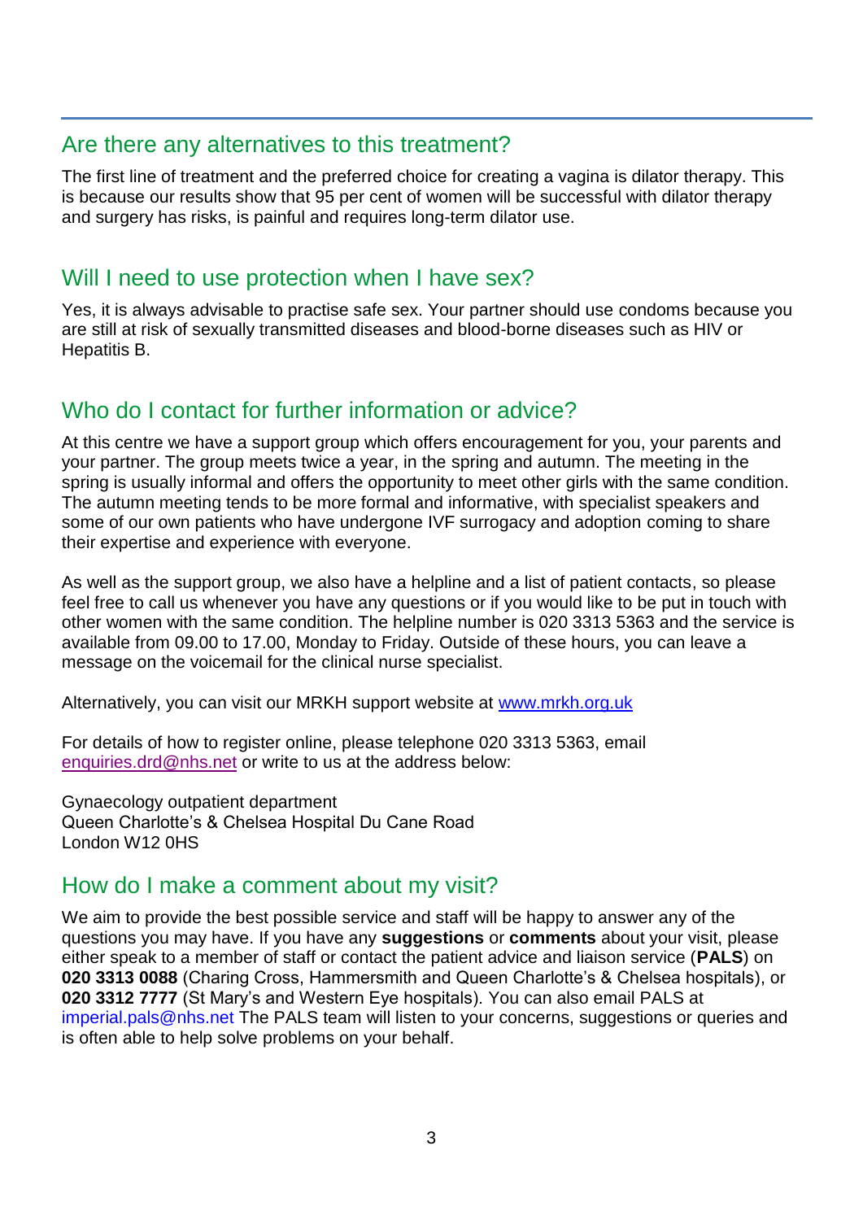## Are there any alternatives to this treatment?

The first line of treatment and the preferred choice for creating a vagina is dilator therapy. This is because our results show that 95 per cent of women will be successful with dilator therapy and surgery has risks, is painful and requires long-term dilator use.

## Will I need to use protection when I have sex?

Yes, it is always advisable to practise safe sex. Your partner should use condoms because you are still at risk of sexually transmitted diseases and blood-borne diseases such as HIV or Hepatitis B.

## Who do I contact for further information or advice?

At this centre we have a support group which offers encouragement for you, your parents and your partner. The group meets twice a year, in the spring and autumn. The meeting in the spring is usually informal and offers the opportunity to meet other girls with the same condition. The autumn meeting tends to be more formal and informative, with specialist speakers and some of our own patients who have undergone IVF surrogacy and adoption coming to share their expertise and experience with everyone.

As well as the support group, we also have a helpline and a list of patient contacts, so please feel free to call us whenever you have any questions or if you would like to be put in touch with other women with the same condition. The helpline number is 020 3313 5363 and the service is available from 09.00 to 17.00, Monday to Friday. Outside of these hours, you can leave a message on the voicemail for the clinical nurse specialist.

Alternatively, you can visit our MRKH support website at [www.mrkh.org.uk](http://www.mrkh.org.uk)

For details of how to register online, please telephone 020 3313 5363, email [enquiries.drd@nhs.net](mailto:enquiries.drd@nhs.net) or write to us at the address below:

Gynaecology outpatient department
Queen Charlotte's & Chelsea Hospital Du Cane Road
London W12 0HS

## How do I make a comment about my visit?

We aim to provide the best possible service and staff will be happy to answer any of the questions you may have. If you have any **suggestions** or **comments** about your visit, please either speak to a member of staff or contact the patient advice and liaison service (**PALS**) on **020 3313 0088** (Charing Cross, Hammersmith and Queen Charlotte's & Chelsea hospitals), or **020 3312 7777** (St Mary's and Western Eye hospitals). You can also email PALS at imperial.pals@nhs.net The PALS team will listen to your concerns, suggestions or queries and is often able to help solve problems on your behalf.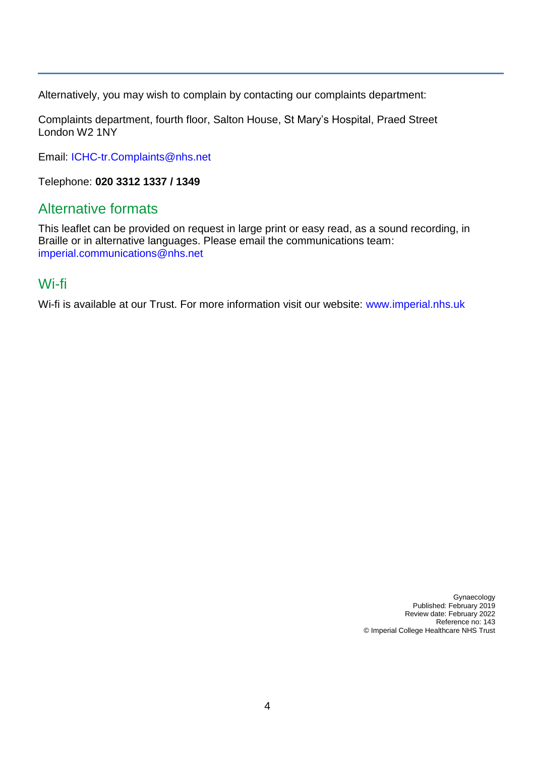Alternatively, you may wish to complain by contacting our complaints department:

Complaints department, fourth floor, Salton House, St Mary's Hospital, Praed Street
London W2 1NY

Email: ICHC-tr.Complaints@nhs.net

Telephone: **020 3312 1337 / 1349**

## Alternative formats

This leaflet can be provided on request in large print or easy read, as a sound recording, in Braille or in alternative languages. Please email the communications team: imperial.communications@nhs.net

## Wi-fi

Wi-fi is available at our Trust. For more information visit our website: www.imperial.nhs.uk

Gynaecology
Published: February 2019
Review date: February 2022
Reference no: 143
© Imperial College Healthcare NHS Trust